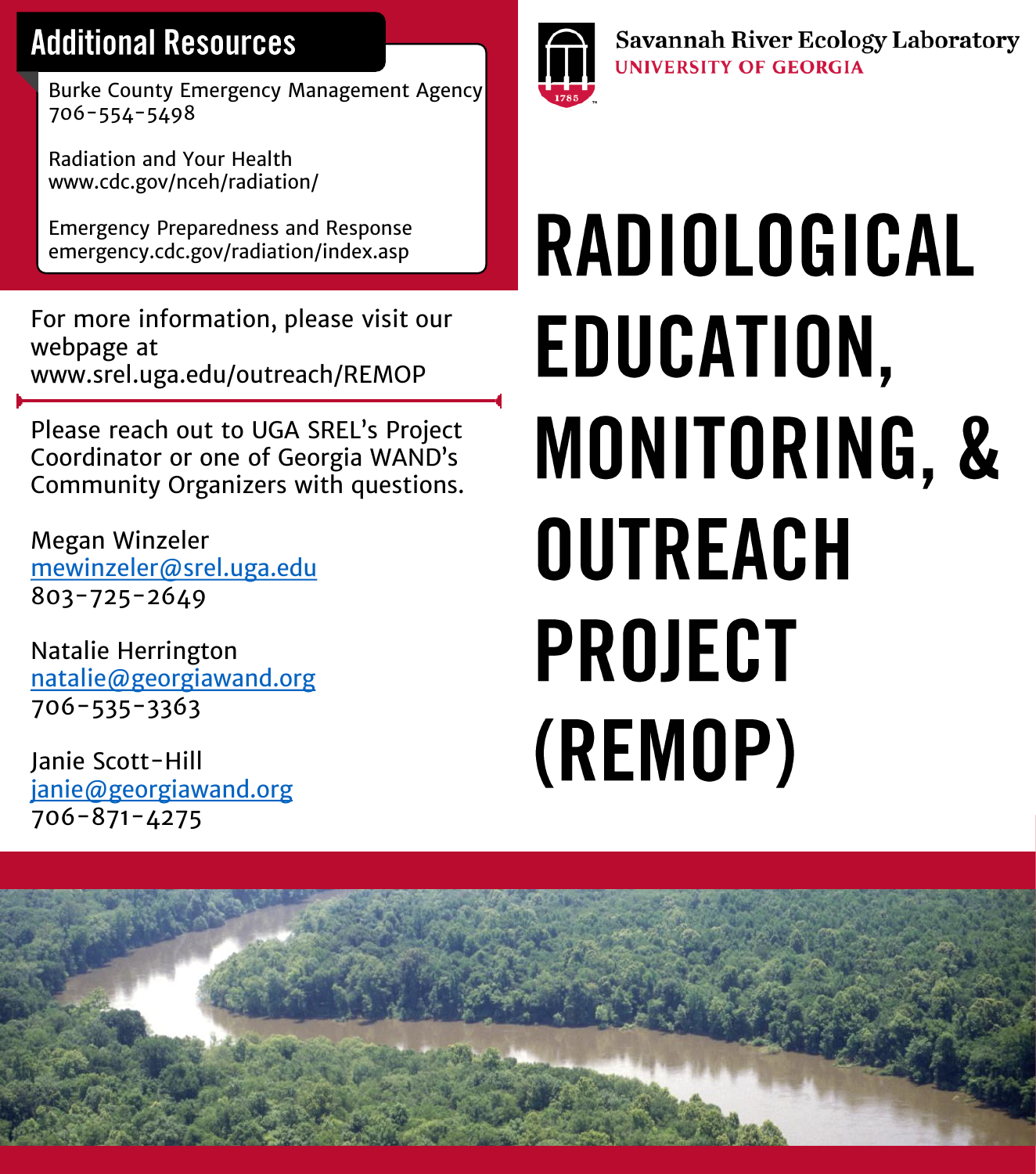## Additional Resources

Burke County Emergency Management Agency
706-554-5498

Radiation and Your Health
www.cdc.gov/nceh/radiation/

Emergency Preparedness and Response
emergency.cdc.gov/radiation/index.asp

For more information, please visit our webpage at www.srel.uga.edu/outreach/REMOP

Please reach out to UGA SREL's Project Coordinator or one of Georgia WAND's Community Organizers with questions.

Megan Winzeler
mewinzeler@srel.uga.edu
803-725-2649

Natalie Herrington
natalie@georgiawand.org
706-535-3363

Janie Scott-Hill
janie@georgiawand.org
706-871-4275

Savannah River Ecology Laboratory
UNIVERSITY OF GEORGIA

# RADIOLOGICAL EDUCATION, MONITORING, & OUTREACH PROJECT (REMOP)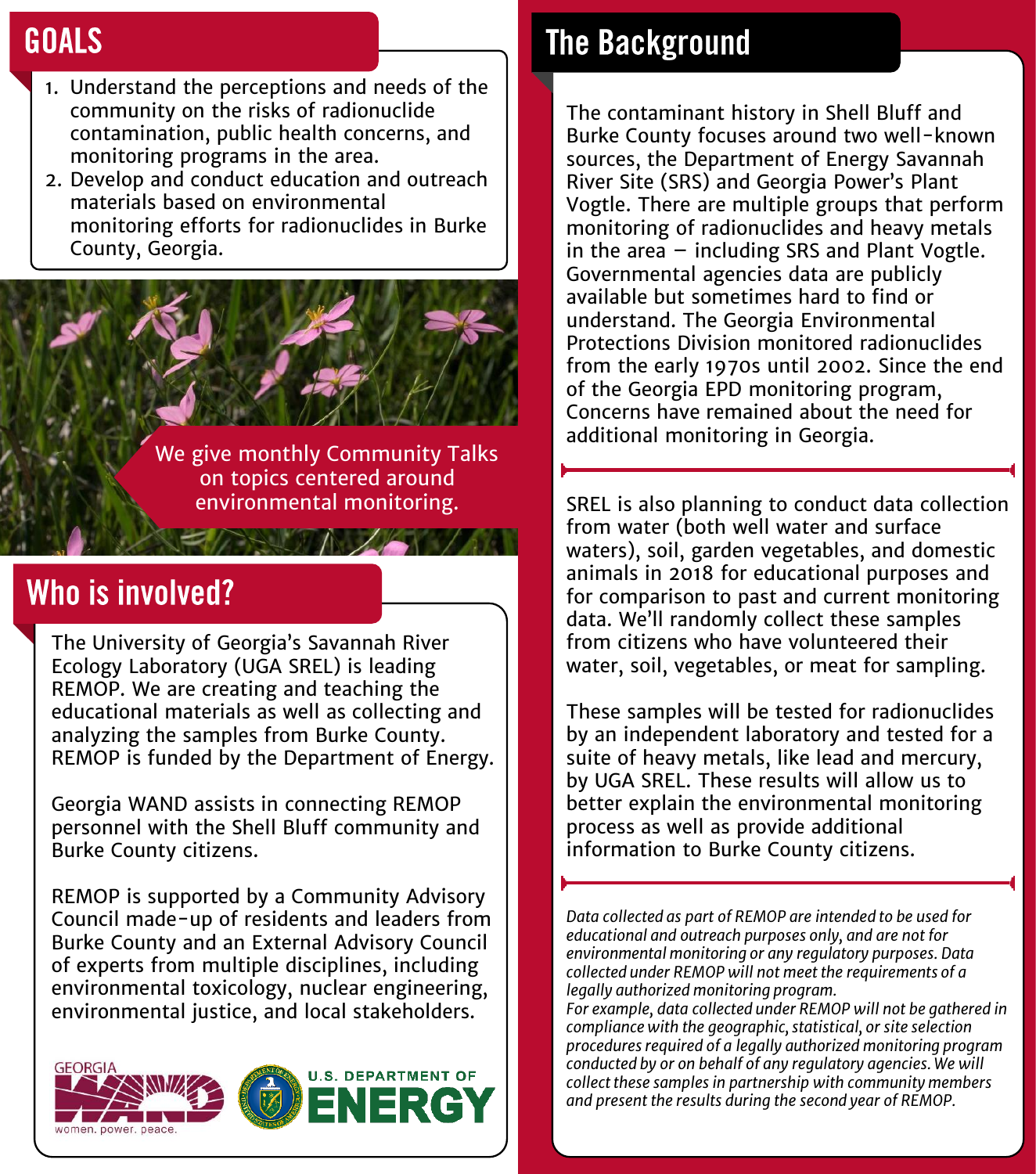## GOALS

1. Understand the perceptions and needs of the community on the risks of radionuclide contamination, public health concerns, and monitoring programs in the area.
2. Develop and conduct education and outreach materials based on environmental monitoring efforts for radionuclides in Burke County, Georgia.

We give monthly Community Talks on topics centered around environmental monitoring.

## Who is involved?

The University of Georgia's Savannah River Ecology Laboratory (UGA SREL) is leading REMOP. We are creating and teaching the educational materials as well as collecting and analyzing the samples from Burke County. REMOP is funded by the Department of Energy.

Georgia WAND assists in connecting REMOP personnel with the Shell Bluff community and Burke County citizens.

REMOP is supported by a Community Advisory Council made-up of residents and leaders from Burke County and an External Advisory Council of experts from multiple disciplines, including environmental toxicology, nuclear engineering, environmental justice, and local stakeholders.

GEORGIA WAND women. power. peace.

U.S. DEPARTMENT OF ENERGY

## The Background

The contaminant history in Shell Bluff and Burke County focuses around two well-known sources, the Department of Energy Savannah River Site (SRS) and Georgia Power's Plant Vogtle. There are multiple groups that perform monitoring of radionuclides and heavy metals in the area – including SRS and Plant Vogtle. Governmental agencies data are publicly available but sometimes hard to find or understand. The Georgia Environmental Protections Division monitored radionuclides from the early 1970s until 2002. Since the end of the Georgia EPD monitoring program, Concerns have remained about the need for additional monitoring in Georgia.

SREL is also planning to conduct data collection from water (both well water and surface waters), soil, garden vegetables, and domestic animals in 2018 for educational purposes and for comparison to past and current monitoring data. We'll randomly collect these samples from citizens who have volunteered their water, soil, vegetables, or meat for sampling.

These samples will be tested for radionuclides by an independent laboratory and tested for a suite of heavy metals, like lead and mercury, by UGA SREL. These results will allow us to better explain the environmental monitoring process as well as provide additional information to Burke County citizens.

*Data collected as part of REMOP are intended to be used for educational and outreach purposes only, and are not for environmental monitoring or any regulatory purposes. Data collected under REMOP will not meet the requirements of a legally authorized monitoring program.*
*For example, data collected under REMOP will not be gathered in compliance with the geographic, statistical, or site selection procedures required of a legally authorized monitoring program conducted by or on behalf of any regulatory agencies. We will collect these samples in partnership with community members and present the results during the second year of REMOP.*